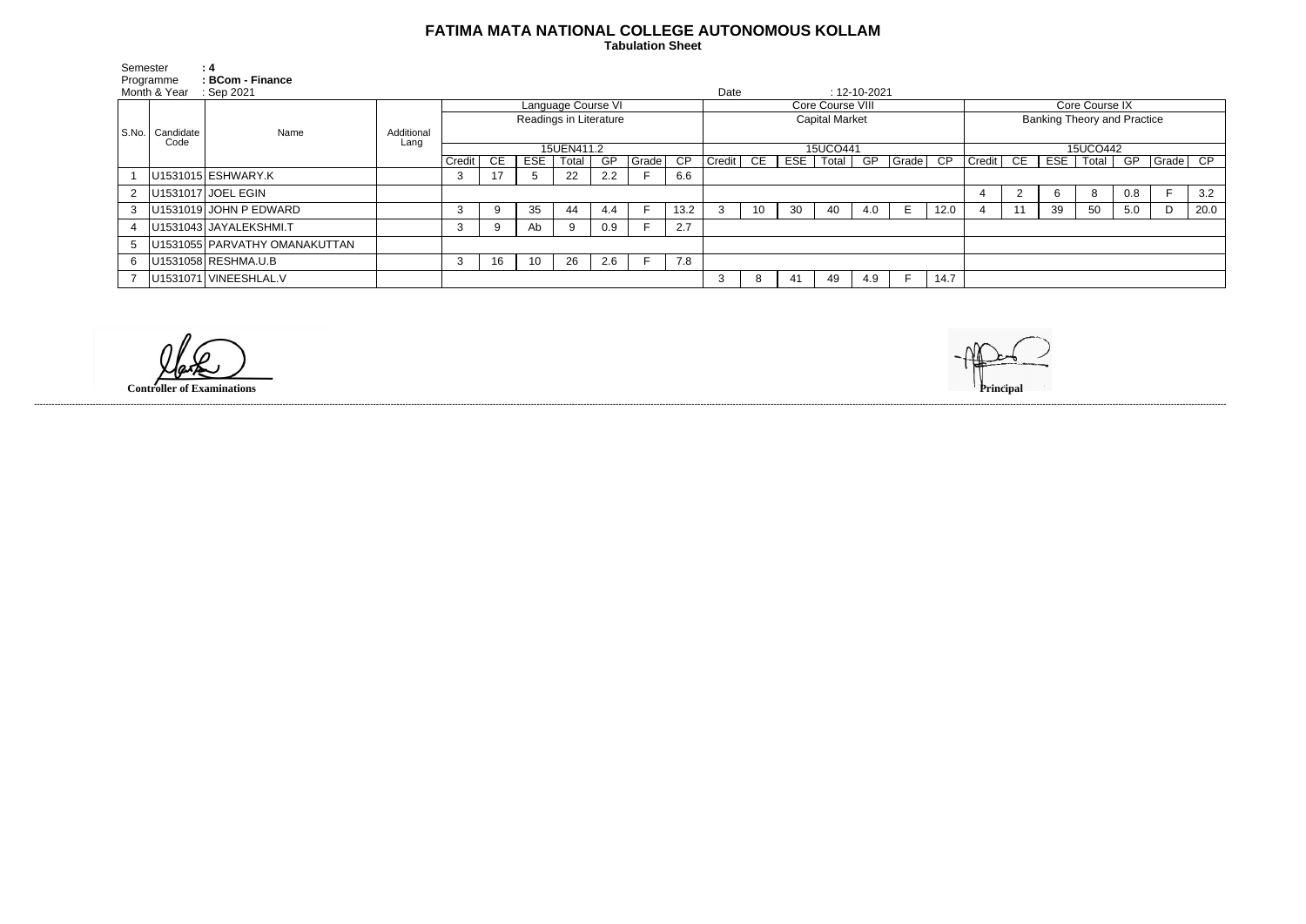# FATIMA MATA NATIONAL COLLEGE AUTONOMOUS KOLLAM

**Tabulation Sheet**

Semester : 4
Programme : **BCom - Finance**
Month & Year : Sep 2021
Date : 12-10-2021

| S.No. | Candidate Code | Name | Additional Lang | Language Course VI | | | | | | | Core Course VIII | | | | | | | Core Course IX | | | | | | |
|---|---|---|---|---|---|---|---|---|---|---|---|---|---|---|---|---|---|---|---|---|---|---|---|---|
| | | | | Readings in Literature | | | | | | | Capital Market | | | | | | | Banking Theory and Practice | | | | | | |
| | | | | 15UEN411.2 | | | | | | | 15UCO441 | | | | | | | 15UCO442 | | | | | | |
| | | | | Credit | CE | ESE | Total | GP | Grade | CP | Credit | CE | ESE | Total | GP | Grade | CP | Credit | CE | ESE | Total | GP | Grade | CP |
| 1 | U1531015 | ESHWARY.K | | 3 | 17 | 5 | 22 | 2.2 | F | 6.6 | | | | | | | | | | | | | | |
| 2 | U1531017 | JOEL EGIN | | | | | | | | | | | | | | | | 4 | 2 | 6 | 8 | 0.8 | F | 3.2 |
| 3 | U1531019 | JOHN P EDWARD | | 3 | 9 | 35 | 44 | 4.4 | F | 13.2 | 3 | 10 | 30 | 40 | 4.0 | E | 12.0 | 4 | 11 | 39 | 50 | 5.0 | D | 20.0 |
| 4 | U1531043 | JAYALEKSHMI.T | | 3 | 9 | Ab | 9 | 0.9 | F | 2.7 | | | | | | | | | | | | | | |
| 5 | U1531055 | PARVATHY OMANAKUTTAN | | | | | | | | | | | | | | | | | | | | | | |
| 6 | U1531058 | RESHMA.U.B | | 3 | 16 | 10 | 26 | 2.6 | F | 7.8 | | | | | | | | | | | | | | |
| 7 | U1531071 | VINEESHLAL.V | | | | | | | | | 3 | 8 | 41 | 49 | 4.9 | F | 14.7 | | | | | | | |

**Controller of Examinations**

**Principal**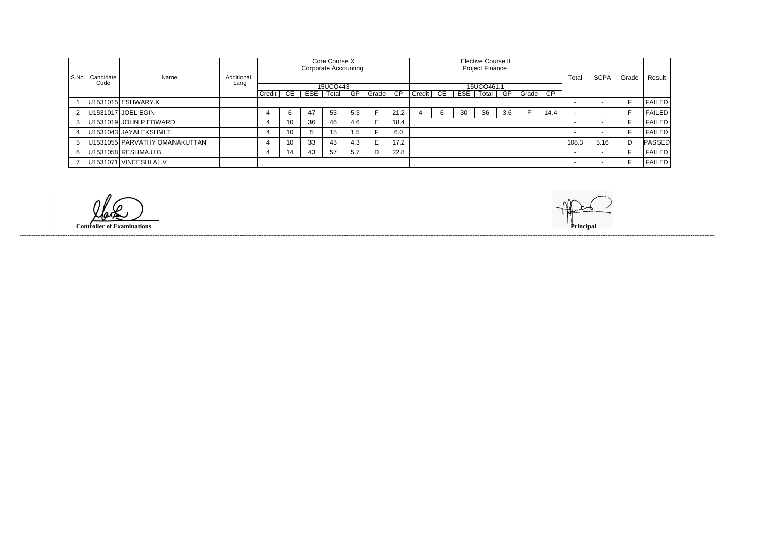| S.No. | Candidate Code | Name | Additional Lang | Core Course X Corporate Accounting 15UCO443 | | | | | | | Elective Course II Project Finance 15UCO461.1 | | | | | | | Total | SCPA | Grade | Result |
|---|---|---|---|---|---|---|---|---|---|---|---|---|---|---|---|---|---|---|---|---|---|
| | | | | Credit | CE | ESE | Total | GP | Grade | CP | Credit | CE | ESE | Total | GP | Grade | CP | | | | |
| 1 | U1531015 | ESHWARY.K | | | | | | | | | | | | | | | | - | - | F | FAILED |
| 2 | U1531017 | JOEL EGIN | | 4 | 6 | 47 | 53 | 5.3 | F | 21.2 | 4 | 6 | 30 | 36 | 3.6 | F | 14.4 | - | - | F | FAILED |
| 3 | U1531019 | JOHN P EDWARD | | 4 | 10 | 36 | 46 | 4.6 | E | 18.4 | | | | | | | | - | - | F | FAILED |
| 4 | U1531043 | JAYALEKSHMI.T | | 4 | 10 | 5 | 15 | 1.5 | F | 6.0 | | | | | | | | - | - | F | FAILED |
| 5 | U1531055 | PARVATHY OMANAKUTTAN | | 4 | 10 | 33 | 43 | 4.3 | E | 17.2 | | | | | | | | 108.3 | 5.16 | D | PASSED |
| 6 | U1531058 | RESHMA.U.B | | 4 | 14 | 43 | 57 | 5.7 | D | 22.8 | | | | | | | | - | - | F | FAILED |
| 7 | U1531071 | VINEESHLAL.V | | | | | | | | | | | | | | | | - | - | F | FAILED |

**Controller of Examinations**

**Principal**